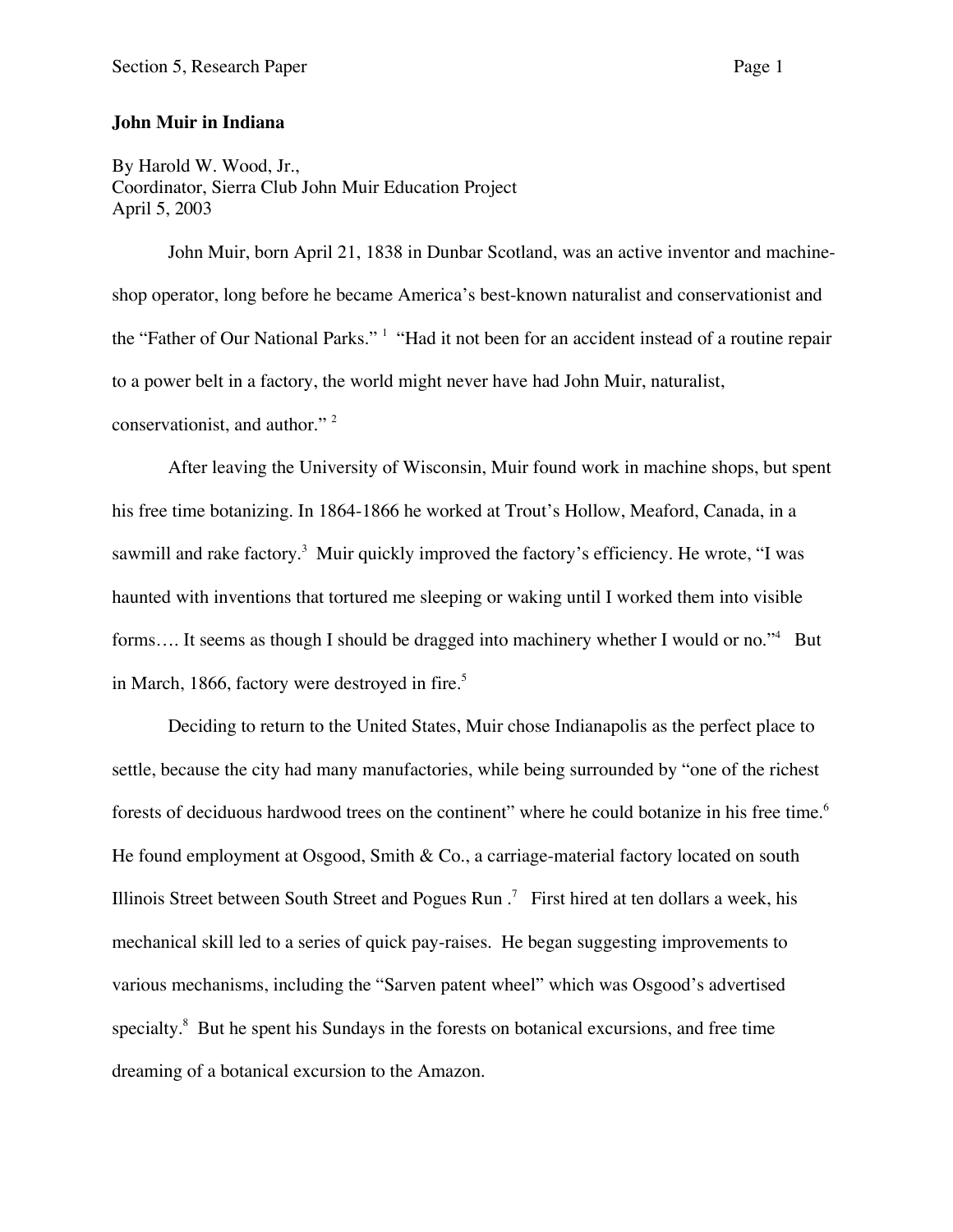**John Muir in Indiana**

By Harold W. Wood, Jr.,
Coordinator, Sierra Club John Muir Education Project
April 5, 2003

John Muir, born April 21, 1838 in Dunbar Scotland, was an active inventor and machine-shop operator, long before he became America's best-known naturalist and conservationist and the "Father of Our National Parks." [1] "Had it not been for an accident instead of a routine repair to a power belt in a factory, the world might never have had John Muir, naturalist, conservationist, and author." [2]

After leaving the University of Wisconsin, Muir found work in machine shops, but spent his free time botanizing. In 1864-1866 he worked at Trout's Hollow, Meaford, Canada, in a sawmill and rake factory.[3] Muir quickly improved the factory's efficiency. He wrote, "I was haunted with inventions that tortured me sleeping or waking until I worked them into visible forms…. It seems as though I should be dragged into machinery whether I would or no."[4] But in March, 1866, factory were destroyed in fire.[5]

Deciding to return to the United States, Muir chose Indianapolis as the perfect place to settle, because the city had many manufactories, while being surrounded by "one of the richest forests of deciduous hardwood trees on the continent" where he could botanize in his free time.[6] He found employment at Osgood, Smith & Co., a carriage-material factory located on south Illinois Street between South Street and Pogues Run .[7] First hired at ten dollars a week, his mechanical skill led to a series of quick pay-raises. He began suggesting improvements to various mechanisms, including the "Sarven patent wheel" which was Osgood's advertised specialty.[8] But he spent his Sundays in the forests on botanical excursions, and free time dreaming of a botanical excursion to the Amazon.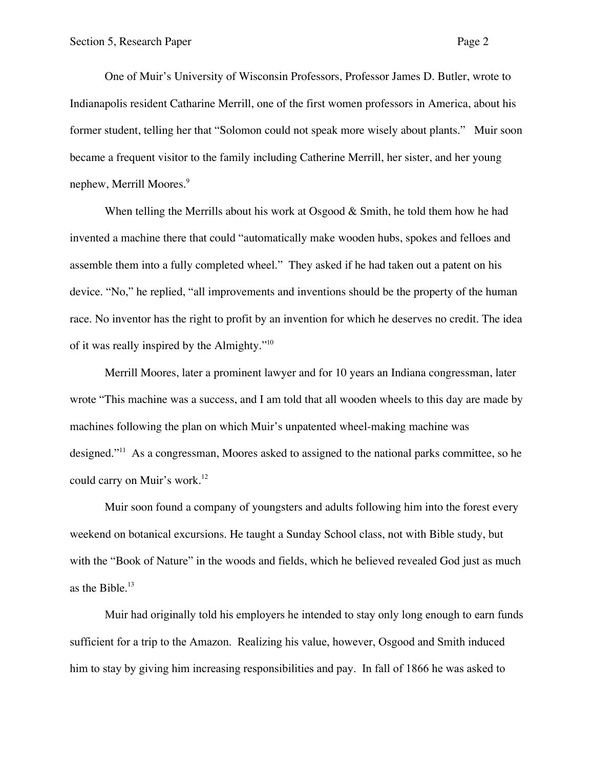One of Muir's University of Wisconsin Professors, Professor James D. Butler, wrote to Indianapolis resident Catharine Merrill, one of the first women professors in America, about his former student, telling her that "Solomon could not speak more wisely about plants."   Muir soon became a frequent visitor to the family including Catherine Merrill, her sister, and her young nephew, Merrill Moores.[9]

When telling the Merrills about his work at Osgood & Smith, he told them how he had invented a machine there that could "automatically make wooden hubs, spokes and felloes and assemble them into a fully completed wheel."  They asked if he had taken out a patent on his device. "No," he replied, "all improvements and inventions should be the property of the human race. No inventor has the right to profit by an invention for which he deserves no credit. The idea of it was really inspired by the Almighty."[10]

Merrill Moores, later a prominent lawyer and for 10 years an Indiana congressman, later wrote "This machine was a success, and I am told that all wooden wheels to this day are made by machines following the plan on which Muir's unpatented wheel-making machine was designed."[11]  As a congressman, Moores asked to assigned to the national parks committee, so he could carry on Muir's work.[12]

Muir soon found a company of youngsters and adults following him into the forest every weekend on botanical excursions. He taught a Sunday School class, not with Bible study, but with the "Book of Nature" in the woods and fields, which he believed revealed God just as much as the Bible.[13]

Muir had originally told his employers he intended to stay only long enough to earn funds sufficient for a trip to the Amazon.  Realizing his value, however, Osgood and Smith induced him to stay by giving him increasing responsibilities and pay.  In fall of 1866 he was asked to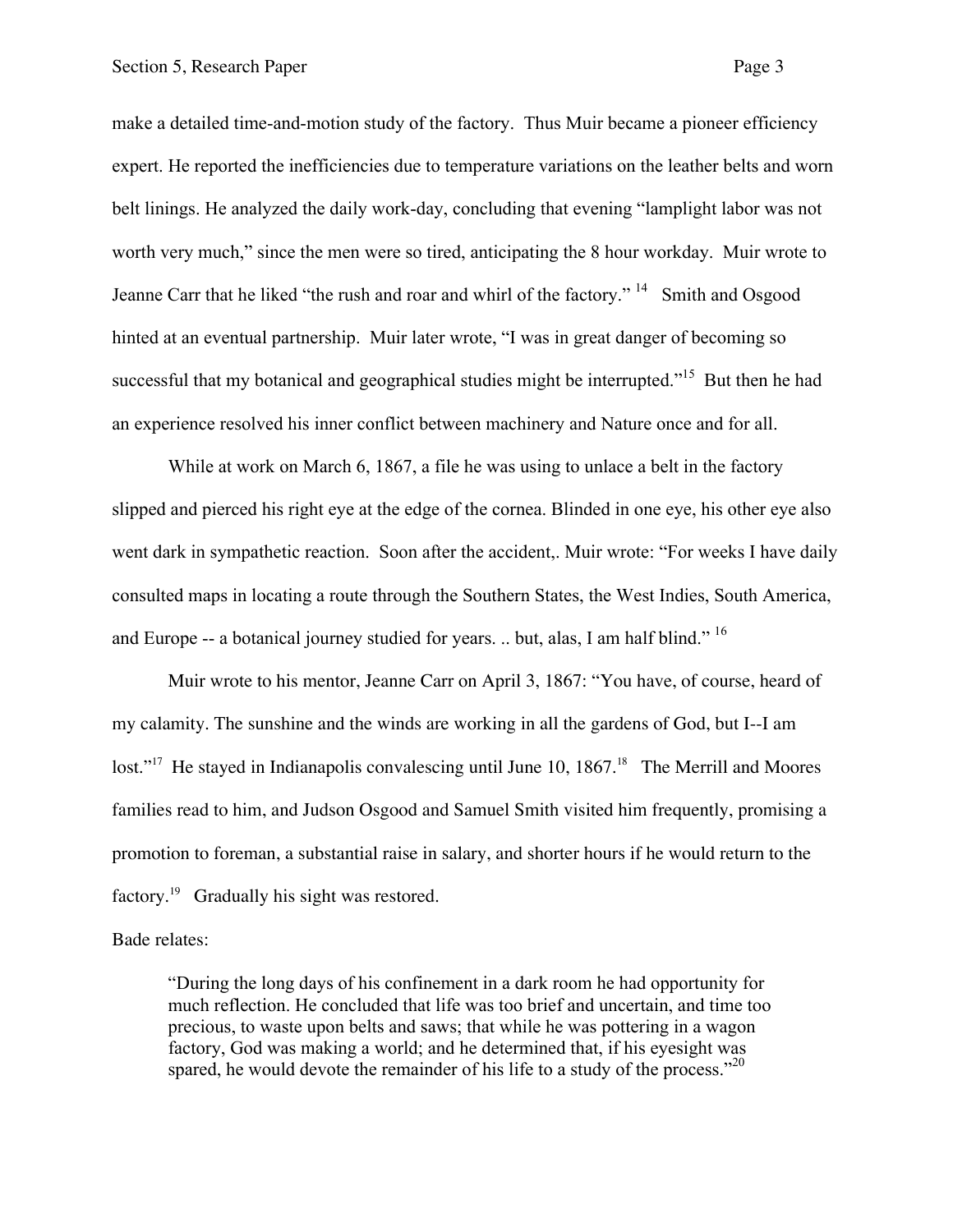make a detailed time-and-motion study of the factory. Thus Muir became a pioneer efficiency expert. He reported the inefficiencies due to temperature variations on the leather belts and worn belt linings. He analyzed the daily work-day, concluding that evening "lamplight labor was not worth very much," since the men were so tired, anticipating the 8 hour workday. Muir wrote to Jeanne Carr that he liked "the rush and roar and whirl of the factory." [14] Smith and Osgood hinted at an eventual partnership. Muir later wrote, "I was in great danger of becoming so successful that my botanical and geographical studies might be interrupted."[15] But then he had an experience resolved his inner conflict between machinery and Nature once and for all.

While at work on March 6, 1867, a file he was using to unlace a belt in the factory slipped and pierced his right eye at the edge of the cornea. Blinded in one eye, his other eye also went dark in sympathetic reaction. Soon after the accident,. Muir wrote: "For weeks I have daily consulted maps in locating a route through the Southern States, the West Indies, South America, and Europe -- a botanical journey studied for years. .. but, alas, I am half blind." [16]

Muir wrote to his mentor, Jeanne Carr on April 3, 1867: "You have, of course, heard of my calamity. The sunshine and the winds are working in all the gardens of God, but I--I am lost."[17] He stayed in Indianapolis convalescing until June 10, 1867.[18] The Merrill and Moores families read to him, and Judson Osgood and Samuel Smith visited him frequently, promising a promotion to foreman, a substantial raise in salary, and shorter hours if he would return to the factory.[19] Gradually his sight was restored.

Bade relates:

> "During the long days of his confinement in a dark room he had opportunity for much reflection. He concluded that life was too brief and uncertain, and time too precious, to waste upon belts and saws; that while he was pottering in a wagon factory, God was making a world; and he determined that, if his eyesight was spared, he would devote the remainder of his life to a study of the process."[20]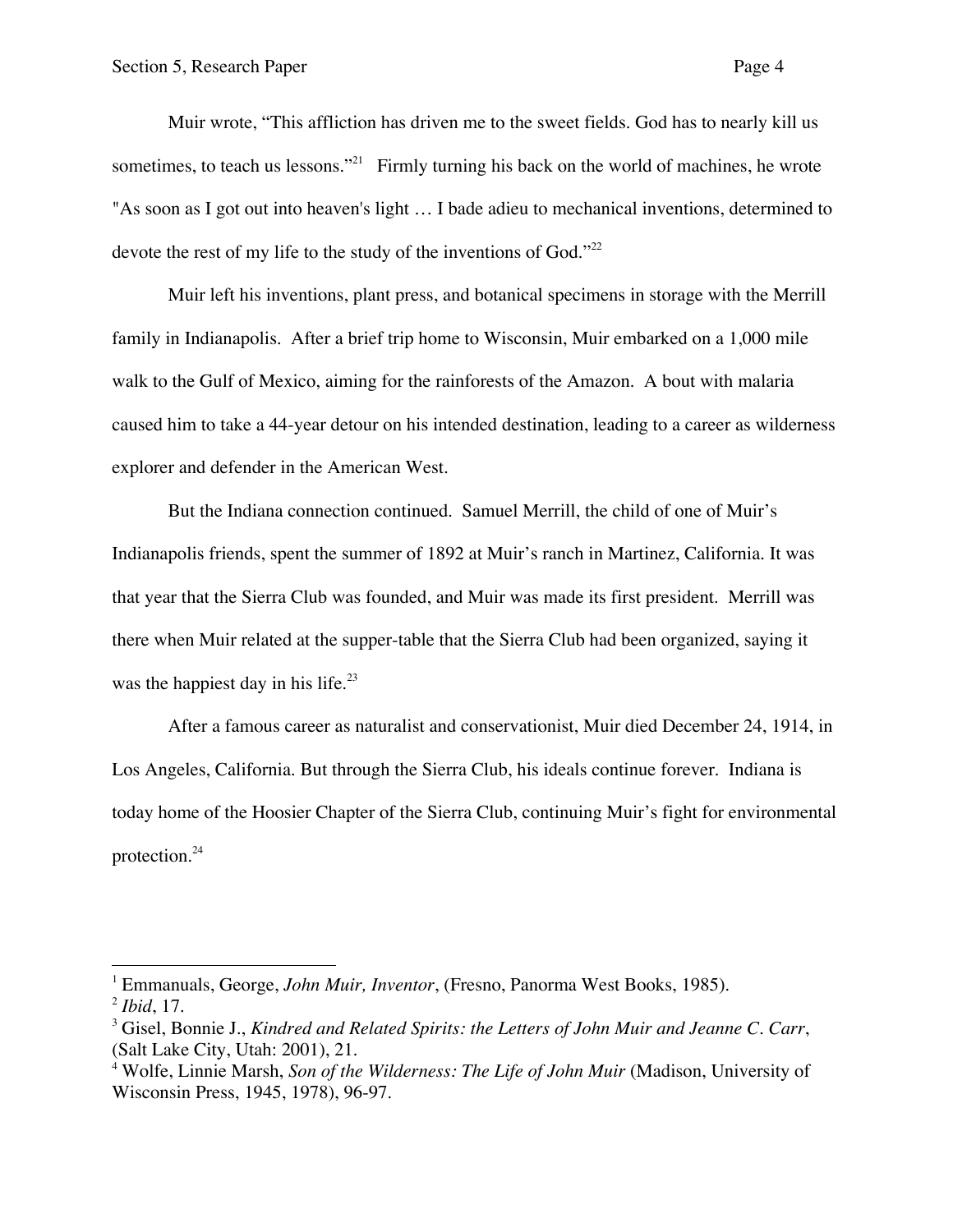Muir wrote, "This affliction has driven me to the sweet fields. God has to nearly kill us sometimes, to teach us lessons."[21] Firmly turning his back on the world of machines, he wrote "As soon as I got out into heaven's light … I bade adieu to mechanical inventions, determined to devote the rest of my life to the study of the inventions of God."[22]

Muir left his inventions, plant press, and botanical specimens in storage with the Merrill family in Indianapolis. After a brief trip home to Wisconsin, Muir embarked on a 1,000 mile walk to the Gulf of Mexico, aiming for the rainforests of the Amazon. A bout with malaria caused him to take a 44-year detour on his intended destination, leading to a career as wilderness explorer and defender in the American West.

But the Indiana connection continued. Samuel Merrill, the child of one of Muir's Indianapolis friends, spent the summer of 1892 at Muir's ranch in Martinez, California. It was that year that the Sierra Club was founded, and Muir was made its first president. Merrill was there when Muir related at the supper-table that the Sierra Club had been organized, saying it was the happiest day in his life.[23]

After a famous career as naturalist and conservationist, Muir died December 24, 1914, in Los Angeles, California. But through the Sierra Club, his ideals continue forever. Indiana is today home of the Hoosier Chapter of the Sierra Club, continuing Muir's fight for environmental protection.[24]

---

[1] Emmanuals, George, *John Muir, Inventor*, (Fresno, Panorma West Books, 1985).
[2] *Ibid*, 17.
[3] Gisel, Bonnie J., *Kindred and Related Spirits: the Letters of John Muir and Jeanne C. Carr*, (Salt Lake City, Utah: 2001), 21.
[4] Wolfe, Linnie Marsh, *Son of the Wilderness: The Life of John Muir* (Madison, University of Wisconsin Press, 1945, 1978), 96-97.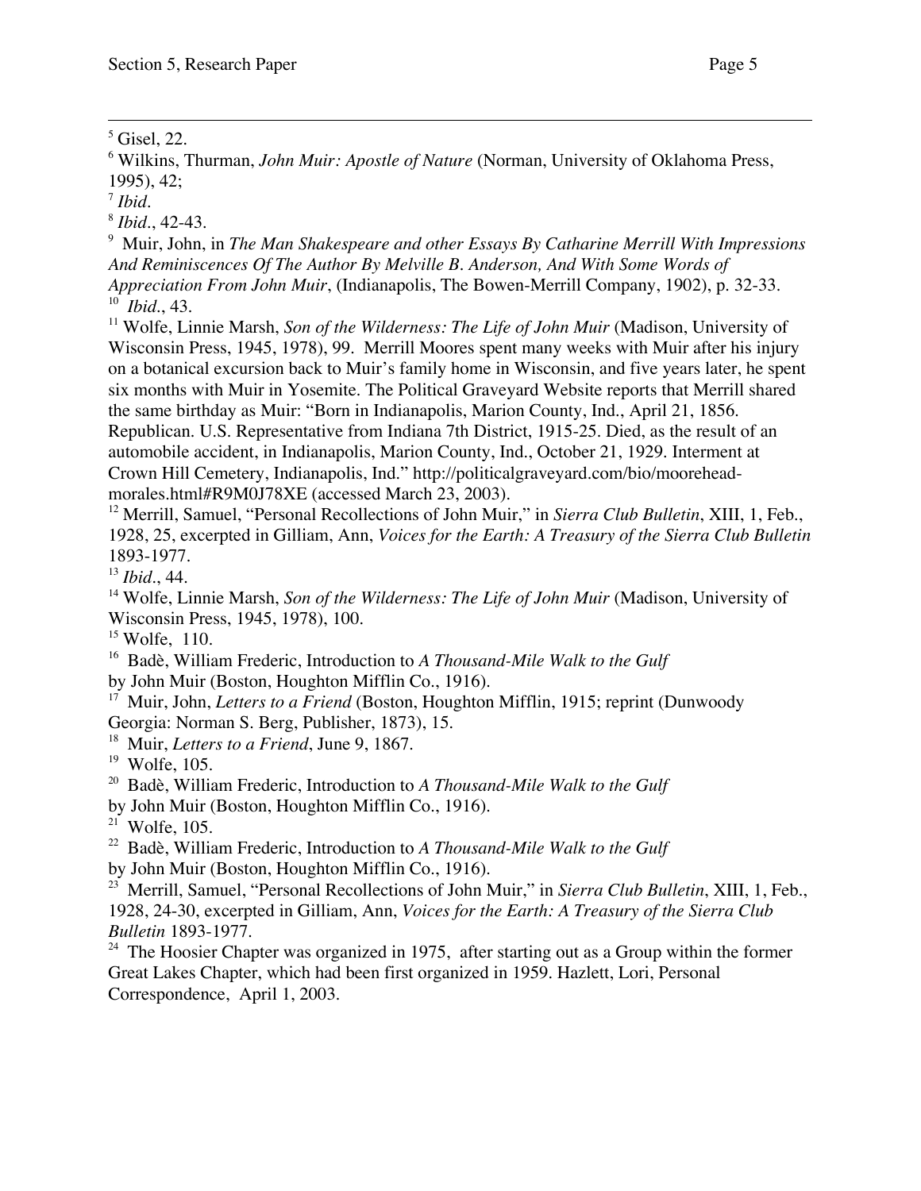[5] Gisel, 22.

[6] Wilkins, Thurman, *John Muir: Apostle of Nature* (Norman, University of Oklahoma Press, 1995), 42;

[7] *Ibid*.

[8] *Ibid*., 42-43.

[9] Muir, John, in *The Man Shakespeare and other Essays By Catharine Merrill With Impressions And Reminiscences Of The Author By Melville B. Anderson, And With Some Words of Appreciation From John Muir*, (Indianapolis, The Bowen-Merrill Company, 1902), p. 32-33.

[10] *Ibid*., 43.

[11] Wolfe, Linnie Marsh, *Son of the Wilderness: The Life of John Muir* (Madison, University of Wisconsin Press, 1945, 1978), 99. Merrill Moores spent many weeks with Muir after his injury on a botanical excursion back to Muir's family home in Wisconsin, and five years later, he spent six months with Muir in Yosemite. The Political Graveyard Website reports that Merrill shared the same birthday as Muir: "Born in Indianapolis, Marion County, Ind., April 21, 1856. Republican. U.S. Representative from Indiana 7th District, 1915-25. Died, as the result of an automobile accident, in Indianapolis, Marion County, Ind., October 21, 1929. Interment at Crown Hill Cemetery, Indianapolis, Ind." http://politicalgraveyard.com/bio/moorehead-morales.html#R9M0J78XE (accessed March 23, 2003).

[12] Merrill, Samuel, "Personal Recollections of John Muir," in *Sierra Club Bulletin*, XIII, 1, Feb., 1928, 25, excerpted in Gilliam, Ann, *Voices for the Earth: A Treasury of the Sierra Club Bulletin* 1893-1977.

[13] *Ibid*., 44.

[14] Wolfe, Linnie Marsh, *Son of the Wilderness: The Life of John Muir* (Madison, University of Wisconsin Press, 1945, 1978), 100.

[15] Wolfe, 110.

[16] Badè, William Frederic, Introduction to *A Thousand-Mile Walk to the Gulf* by John Muir (Boston, Houghton Mifflin Co., 1916).

[17] Muir, John, *Letters to a Friend* (Boston, Houghton Mifflin, 1915; reprint (Dunwoody Georgia: Norman S. Berg, Publisher, 1873), 15.

[18] Muir, *Letters to a Friend*, June 9, 1867.

[19] Wolfe, 105.

[20] Badè, William Frederic, Introduction to *A Thousand-Mile Walk to the Gulf* by John Muir (Boston, Houghton Mifflin Co., 1916).

[21] Wolfe, 105.

[22] Badè, William Frederic, Introduction to *A Thousand-Mile Walk to the Gulf* by John Muir (Boston, Houghton Mifflin Co., 1916).

[23] Merrill, Samuel, "Personal Recollections of John Muir," in *Sierra Club Bulletin*, XIII, 1, Feb., 1928, 24-30, excerpted in Gilliam, Ann, *Voices for the Earth: A Treasury of the Sierra Club Bulletin* 1893-1977.

[24] The Hoosier Chapter was organized in 1975, after starting out as a Group within the former Great Lakes Chapter, which had been first organized in 1959. Hazlett, Lori, Personal Correspondence, April 1, 2003.